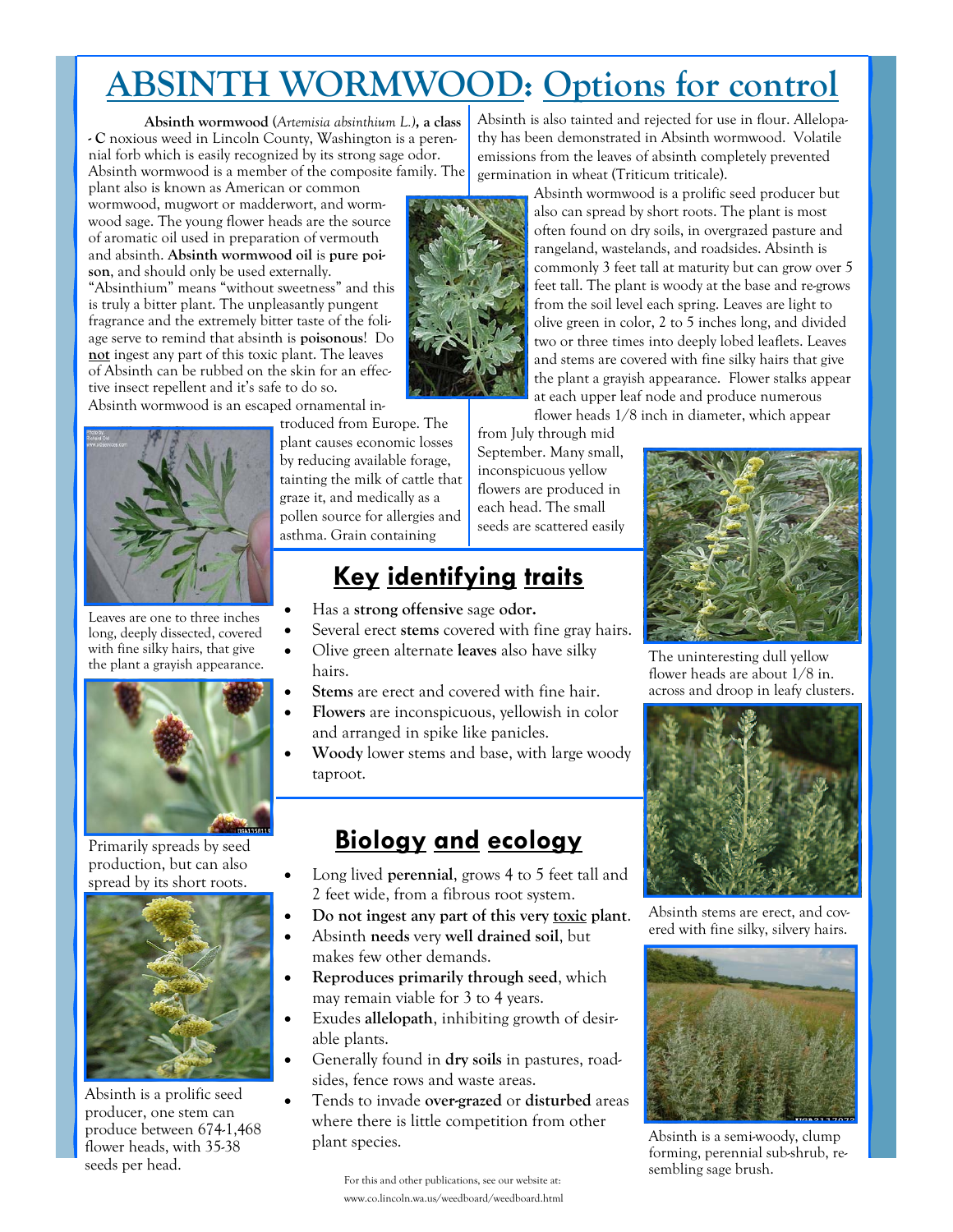# ABSINTH WORMWOOD: Options for control

**Absinth wormwood** (*Artemisia absinthium L.*)**, a class - C** noxious weed in Lincoln County, Washington is a perennial forb which is easily recognized by its strong sage odor. Absinth wormwood is a member of the composite family. The plant also is known as American or common wormwood, mugwort or madderwort, and wormwood sage. The young flower heads are the source of aromatic oil used in preparation of vermouth and absinth. **Absinth wormwood oil** is **pure poison**, and should only be used externally. "Absinthium" means "without sweetness" and this is truly a bitter plant. The unpleasantly pungent fragrance and the extremely bitter taste of the foliage serve to remind that absinth is **poisonous**! Do **not** ingest any part of this toxic plant. The leaves of Absinth can be rubbed on the skin for an effective insect repellent and it's safe to do so.

Absinth wormwood is an escaped ornamental introduced from Europe. The plant causes economic losses by reducing available forage, tainting the milk of cattle that graze it, and medically as a pollen source for allergies and asthma. Grain containing Absinth is also tainted and rejected for use in flour. Allelopathy has been demonstrated in Absinth wormwood. Volatile emissions from the leaves of absinth completely prevented germination in wheat (Triticum triticale).

Absinth wormwood is a prolific seed producer but also can spread by short roots. The plant is most often found on dry soils, in overgrazed pasture and rangeland, wastelands, and roadsides. Absinth is commonly 3 feet tall at maturity but can grow over 5 feet tall. The plant is woody at the base and re-grows from the soil level each spring. Leaves are light to olive green in color, 2 to 5 inches long, and divided two or three times into deeply lobed leaflets. Leaves and stems are covered with fine silky hairs that give the plant a grayish appearance. Flower stalks appear at each upper leaf node and produce numerous flower heads 1/8 inch in diameter, which appear from July through mid September. Many small, inconspicuous yellow flowers are produced in each head. The small seeds are scattered easily

Leaves are one to three inches long, deeply dissected, covered with fine silky hairs, that give the plant a grayish appearance.

Primarily spreads by seed production, but can also spread by its short roots.

Absinth is a prolific seed producer, one stem can produce between 674-1,468 flower heads, with 35-38 seeds per head.

The uninteresting dull yellow flower heads are about 1/8 in. across and droop in leafy clusters.

Absinth stems are erect, and covered with fine silky, silvery hairs.

Absinth is a semi-woody, clump forming, perennial sub-shrub, resembling sage brush.

## Key identifying traits

- Has a **strong offensive** sage **odor.**
- Several erect **stems** covered with fine gray hairs.
- Olive green alternate **leaves** also have silky hairs.
- **Stems** are erect and covered with fine hair.
- **Flowers** are inconspicuous, yellowish in color and arranged in spike like panicles.
- **Woody** lower stems and base, with large woody taproot.

## Biology and ecology

- Long lived **perennial**, grows 4 to 5 feet tall and 2 feet wide, from a fibrous root system.
- **Do not ingest any part of this very toxic plant**.
- Absinth **needs** very **well drained soil**, but makes few other demands.
- **Reproduces primarily through seed**, which may remain viable for 3 to 4 years.
- Exudes **allelopath**, inhibiting growth of desirable plants.
- Generally found in **dry soils** in pastures, roadsides, fence rows and waste areas.
- Tends to invade **over-grazed** or **disturbed** areas where there is little competition from other plant species.

For this and other publications, see our website at: www.co.lincoln.wa.us/weedboard/weedboard.html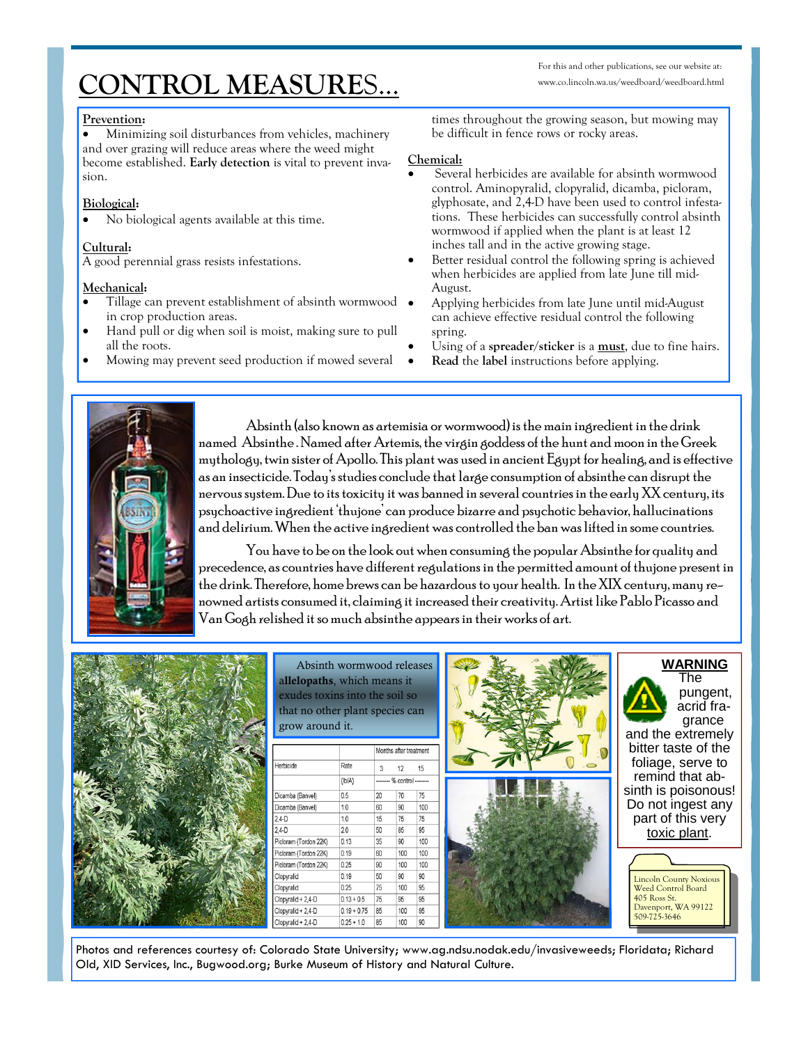# CONTROL MEASURES...

For this and other publications, see our website at: www.co.lincoln.wa.us/weedboard/weedboard.html

**Prevention:**

- Minimizing soil disturbances from vehicles, machinery and over grazing will reduce areas where the weed might become established. **Early detection** is vital to prevent invasion.

**Biological:**

- No biological agents available at this time.

**Cultural:**

A good perennial grass resists infestations.

**Mechanical:**

- Tillage can prevent establishment of absinth wormwood in crop production areas.
- Hand pull or dig when soil is moist, making sure to pull all the roots.
- Mowing may prevent seed production if mowed several times throughout the growing season, but mowing may be difficult in fence rows or rocky areas.

**Chemical:**

- Several herbicides are available for absinth wormwood control. Aminopyralid, clopyralid, dicamba, picloram, glyphosate, and 2,4-D have been used to control infestations. These herbicides can successfully control absinth wormwood if applied when the plant is at least 12 inches tall and in the active growing stage.
- Better residual control the following spring is achieved when herbicides are applied from late June till mid-August.
- Applying herbicides from late June until mid-August can achieve effective residual control the following spring.
- Using of a **spreader/sticker** is a **must**, due to fine hairs.
- **Read** the **label** instructions before applying.

Absinth (also known as artemisia or wormwood) is the main ingredient in the drink named Absinthe . Named after Artemis, the virgin goddess of the hunt and moon in the Greek mythology, twin sister of Apollo. This plant was used in ancient Egypt for healing, and is effective as an insecticide. Today's studies conclude that large consumption of absinthe can disrupt the nervous system. Due to its toxicity it was banned in several countries in the early XX century, its psychoactive ingredient 'thujone' can produce bizarre and psychotic behavior, hallucinations and delirium. When the active ingredient was controlled the ban was lifted in some countries.

You have to be on the look out when consuming the popular Absinthe for quality and precedence, as countries have different regulations in the permitted amount of thujone present in the drink. Therefore, home brews can be hazardous to your health. In the XIX century, many renowned artists consumed it, claiming it increased their creativity. Artist like Pablo Picasso and Van Gogh relished it so much absinthe appears in their works of art.

Absinth wormwood releases **allelopaths**, which means it exudes toxins into the soil so that no other plant species can grow around it.

| Herbicide | Rate | Months after treatment | | |
|---|---|---|---|---|
| | (lb/A) | 3 | 12 | 15 |
| | | ------ % control ------ | | |
| Dicamba (Banvel) | 0.5 | 20 | 70 | 75 |
| Dicamba (Banvel) | 1.0 | 60 | 90 | 100 |
| 2,4-D | 1.0 | 15 | 75 | 75 |
| 2,4-D | 2.0 | 50 | 85 | 95 |
| Picloram (Tordon 22K) | 0.13 | 35 | 90 | 100 |
| Picloram (Tordon 22K) | 0.19 | 60 | 100 | 100 |
| Picloram (Tordon 22K) | 0.25 | 90 | 100 | 100 |
| Clopyralid | 0.19 | 50 | 90 | 90 |
| Clopyralid | 0.25 | 75 | 100 | 95 |
| Clopyralid + 2,4-D | 0.13 + 0.5 | 75 | 95 | 95 |
| Clopyralid + 2,4-D | 0.19 + 0.75 | 85 | 100 | 95 |
| Clopyralid + 2,4-D | 0.25 + 1.0 | 85 | 100 | 90 |

**WARNING**

The pungent, acrid fragrance and the extremely bitter taste of the foliage, serve to remind that absinth is poisonous! Do not ingest any part of this very toxic plant.

Lincoln County Noxious Weed Control Board
405 Ross St.
Davenport, WA 99122
509-725-3646

Photos and references courtesy of: Colorado State University; www.ag.ndsu.nodak.edu/invasiveweeds; Floridata; Richard Old, XID Services, Inc., Bugwood.org; Burke Museum of History and Natural Culture.